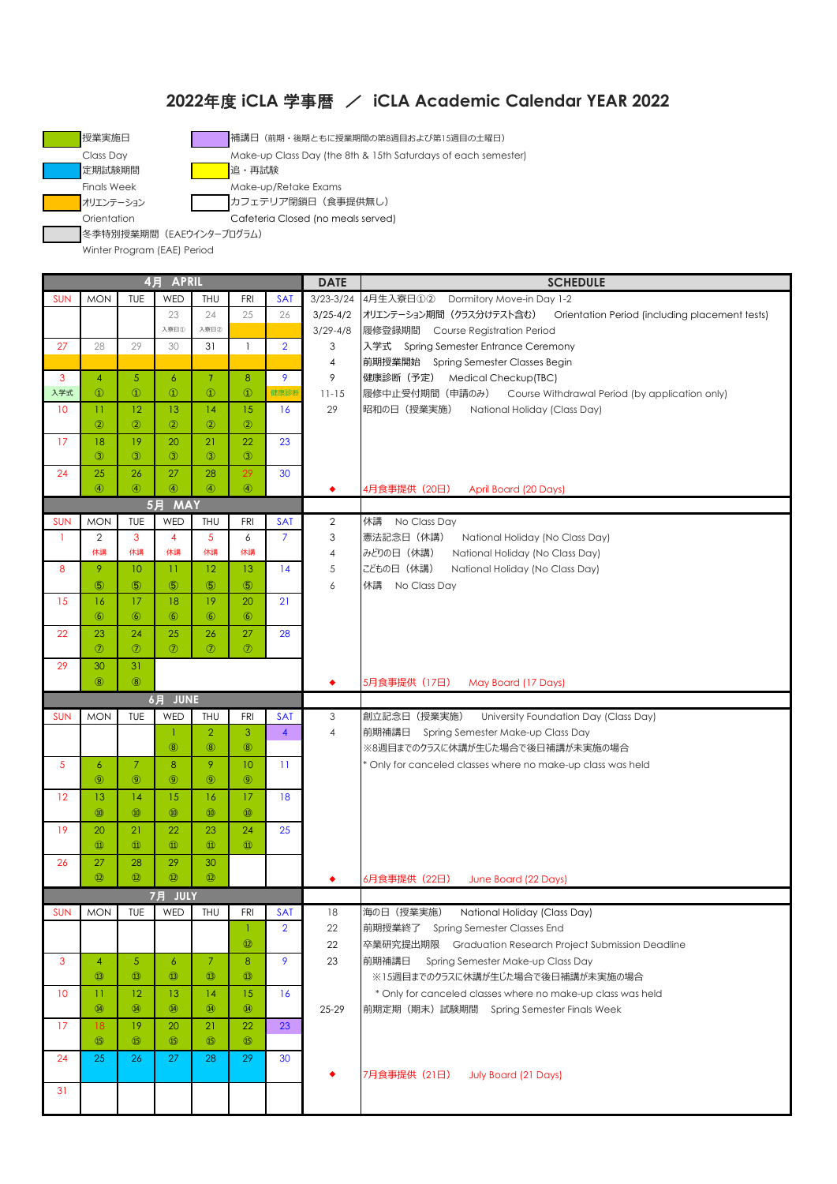# 2022年度 iCLA 学事暦 ／ iCLA Academic Calendar YEAR 2022

| Legend | | Legend | |
|---|---|---|---|
| (green) | 授業実施日 Class Day | (purple) | 補講日（前期・後期ともに授業期間の第8週目および第15週目の土曜日） Make-up Class Day (the 8th & 15th Saturdays of each semester) |
| (blue) | 定期試験期間 Finals Week | (yellow) | 追・再試験 Make-up/Retake Exams |
| (orange) | オリエンテーション Orientation | (white) | カフェテリア閉鎖日（食事提供無し） Cafeteria Closed (no meals served) |
| (gray) | 冬季特別授業期間（EAEウインタープログラム） Winter Program (EAE) Period | | |

## 4月 APRIL

| SUN | MON | TUE | WED | THU | FRI | SAT |
|---|---|---|---|---|---|---|
| | | | 23 入寮日① | 24 入寮日② | 25 | 26 |
| 27 | 28 | 29 | 30 | 31 | 1 | 2 |
| 3 入学式 | 4 ① | 5 ① | 6 ① | 7 ① | 8 ① | 9 健康診断 |
| 10 | 11 ② | 12 ② | 13 ② | 14 ② | 15 ② | 16 |
| 17 | 18 ③ | 19 ③ | 20 ③ | 21 ③ | 22 ③ | 23 |
| 24 | 25 ④ | 26 ④ | 27 ④ | 28 ④ | 29 ④ | 30 |

| DATE | SCHEDULE |
|---|---|
| 3/23-3/24 | 4月生入寮日①② Dormitory Move-in Day 1-2 |
| 3/25-4/2 | オリエンテーション期間（クラス分けテスト含む） Orientation Period (including placement tests) |
| 3/29-4/8 | 履修登録期間 Course Registration Period |
| 3 | 入学式 Spring Semester Entrance Ceremony |
| 4 | 前期授業開始 Spring Semester Classes Begin |
| 9 | 健康診断（予定） Medical Checkup(TBC) |
| 11-15 | 履修中止受付期間（申請のみ） Course Withdrawal Period (by application only) |
| 29 | 昭和の日（授業実施） National Holiday (Class Day) |
| ◆ | 4月食事提供（20日） April Board (20 Days) |

## 5月 MAY

| SUN | MON | TUE | WED | THU | FRI | SAT |
|---|---|---|---|---|---|---|
| 1 | 2 休講 | 3 休講 | 4 休講 | 5 休講 | 6 休講 | 7 |
| 8 | 9 ⑤ | 10 ⑤ | 11 ⑤ | 12 ⑤ | 13 ⑤ | 14 |
| 15 | 16 ⑥ | 17 ⑥ | 18 ⑥ | 19 ⑥ | 20 ⑥ | 21 |
| 22 | 23 ⑦ | 24 ⑦ | 25 ⑦ | 26 ⑦ | 27 ⑦ | 28 |
| 29 | 30 ⑧ | 31 ⑧ | | | | |

| DATE | SCHEDULE |
|---|---|
| 2 | 休講 No Class Day |
| 3 | 憲法記念日（休講） National Holiday (No Class Day) |
| 4 | みどりの日（休講） National Holiday (No Class Day) |
| 5 | こどもの日（休講） National Holiday (No Class Day) |
| 6 | 休講 No Class Day |
| ◆ | 5月食事提供（17日） May Board (17 Days) |

## 6月 JUNE

| SUN | MON | TUE | WED | THU | FRI | SAT |
|---|---|---|---|---|---|---|
| | | | 1 ⑧ | 2 ⑧ | 3 ⑧ | 4 |
| 5 | 6 ⑨ | 7 ⑨ | 8 ⑨ | 9 ⑨ | 10 ⑨ | 11 |
| 12 | 13 ⑩ | 14 ⑩ | 15 ⑩ | 16 ⑩ | 17 ⑩ | 18 |
| 19 | 20 ⑪ | 21 ⑪ | 22 ⑪ | 23 ⑪ | 24 ⑪ | 25 |
| 26 | 27 ⑫ | 28 ⑫ | 29 ⑫ | 30 ⑫ | | |

| DATE | SCHEDULE |
|---|---|
| 3 | 創立記念日（授業実施） University Foundation Day (Class Day) |
| 4 | 前期補講日 Spring Semester Make-up Class Day<br>※8週目までのクラスに休講が生じた場合で後日補講が未実施の場合<br>* Only for canceled classes where no make-up class was held |
| ◆ | 6月食事提供（22日） June Board (22 Days) |

## 7月 JULY

| SUN | MON | TUE | WED | THU | FRI | SAT |
|---|---|---|---|---|---|---|
| | | | | | 1 ⑫ | 2 |
| 3 | 4 ⑬ | 5 ⑬ | 6 ⑬ | 7 ⑬ | 8 ⑬ | 9 |
| 10 | 11 ⑭ | 12 ⑭ | 13 ⑭ | 14 ⑭ | 15 ⑭ | 16 |
| 17 | 18 ⑮ | 19 ⑮ | 20 ⑮ | 21 ⑮ | 22 ⑮ | 23 |
| 24 | 25 | 26 | 27 | 28 | 29 | 30 |
| 31 | | | | | | |

| DATE | SCHEDULE |
|---|---|
| 18 | 海の日（授業実施） National Holiday (Class Day) |
| 22 | 前期授業終了 Spring Semester Classes End |
| 22 | 卒業研究提出期限 Graduation Research Project Submission Deadline |
| 23 | 前期補講日 Spring Semester Make-up Class Day<br>※15週目までのクラスに休講が生じた場合で後日補講が未実施の場合<br>* Only for canceled classes where no make-up class was held |
| 25-29 | 前期定期（期末）試験期間 Spring Semester Finals Week |
| ◆ | 7月食事提供（21日） July Board (21 Days) |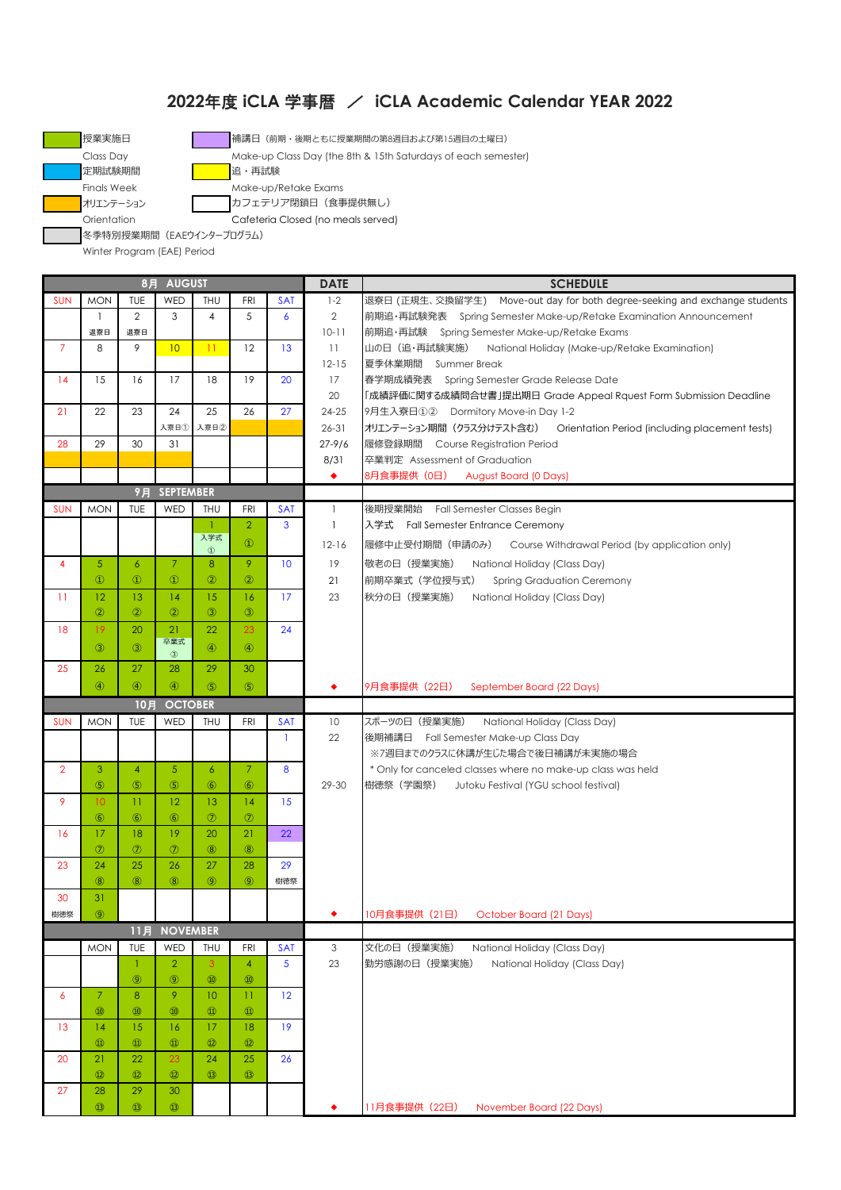# 2022年度 iCLA 学事暦 ／ iCLA Academic Calendar YEAR 2022

| 凡例 Legend | |
|---|---|
| 授業実施日 Class Day | 補講日（前期・後期ともに授業期間の第8週目および第15週目の土曜日） Make-up Class Day (the 8th & 15th Saturdays of each semester) |
| 定期試験期間 Finals Week | 追・再試験 Make-up/Retake Exams |
| オリエンテーション Orientation | カフェテリア閉鎖日（食事提供無し） Cafeteria Closed (no meals served) |
| 冬季特別授業期間（EAEウインタープログラム） Winter Program (EAE) Period | |

## 8月 AUGUST

| SUN | MON | TUE | WED | THU | FRI | SAT |
|---|---|---|---|---|---|---|
| | 1 退寮日 | 2 退寮日 | 3 | 4 | 5 | 6 |
| 7 | 8 | 9 | 10 | 11 | 12 | 13 |
| 14 | 15 | 16 | 17 | 18 | 19 | 20 |
| 21 | 22 | 23 | 24 入寮日① | 25 入寮日② | 26 | 27 |
| 28 | 29 | 30 | 31 | | | |

| DATE | SCHEDULE |
|---|---|
| 1-2 | 退寮日（正規生、交換留学生） Move-out day for both degree-seeking and exchange students |
| 2 | 前期追・再試験発表 Spring Semester Make-up/Retake Examination Announcement |
| 10-11 | 前期追・再試験 Spring Semester Make-up/Retake Exams |
| 11 | 山の日（追・再試験実施） National Holiday (Make-up/Retake Examination) |
| 12-15 | 夏季休業期間 Summer Break |
| 17 | 春学期成績発表 Spring Semester Grade Release Date |
| 20 | 「成績評価に関する成績問合せ書」提出期日 Grade Appeal Rquest Form Submission Deadline |
| 24-25 | 9月生入寮日①② Dormitory Move-in Day 1-2 |
| 26-31 | オリエンテーション期間（クラス分けテスト含む） Orientation Period (including placement tests) |
| 27-9/6 | 履修登録期間 Course Registration Period |
| 8/31 | 卒業判定 Assessment of Graduation |
| ◆ | 8月食事提供（0日） August Board (0 Days) |

## 9月 SEPTEMBER

| SUN | MON | TUE | WED | THU | FRI | SAT |
|---|---|---|---|---|---|---|
| | | | | 1 入学式 ① | 2 ① | 3 |
| 4 | 5 ① | 6 ① | 7 ① | 8 ② | 9 ② | 10 |
| 11 | 12 ② | 13 ② | 14 ② | 15 ③ | 16 ③ | 17 |
| 18 | 19 ③ | 20 ③ | 21 卒業式 ③ | 22 ④ | 23 ④ | 24 |
| 25 | 26 ④ | 27 ④ | 28 ④ | 29 ⑤ | 30 ⑤ | |

| DATE | SCHEDULE |
|---|---|
| 1 | 後期授業開始 Fall Semester Classes Begin |
| 1 | 入学式 Fall Semester Entrance Ceremony |
| 12-16 | 履修中止受付期間（申請のみ） Course Withdrawal Period (by application only) |
| 19 | 敬老の日（授業実施） National Holiday (Class Day) |
| 21 | 前期卒業式（学位授与式） Spring Graduation Ceremony |
| 23 | 秋分の日（授業実施） National Holiday (Class Day) |
| ◆ | 9月食事提供（22日） September Board (22 Days) |

## 10月 OCTOBER

| SUN | MON | TUE | WED | THU | FRI | SAT |
|---|---|---|---|---|---|---|
| | | | | | | 1 |
| 2 | 3 ⑤ | 4 ⑤ | 5 ⑤ | 6 ⑥ | 7 ⑥ | 8 |
| 9 | 10 ⑥ | 11 ⑥ | 12 ⑥ | 13 ⑦ | 14 ⑦ | 15 |
| 16 | 17 ⑦ | 18 ⑦ | 19 ⑦ | 20 ⑧ | 21 ⑧ | 22 |
| 23 | 24 ⑧ | 25 ⑧ | 26 ⑧ | 27 ⑨ | 28 ⑨ | 29 樹徳祭 |
| 30 樹徳祭 | 31 ⑨ | | | | | |

| DATE | SCHEDULE |
|---|---|
| 10 | スポーツの日（授業実施） National Holiday (Class Day) |
| 22 | 後期補講日 Fall Semester Make-up Class Day |
| | ※7週目までのクラスに休講が生じた場合で後日補講が未実施の場合 |
| | * Only for canceled classes where no make-up class was held |
| 29-30 | 樹徳祭（学園祭） Jutoku Festival (YGU school festival) |
| ◆ | 10月食事提供（21日） October Board (21 Days) |

## 11月 NOVEMBER

| SUN | MON | TUE | WED | THU | FRI | SAT |
|---|---|---|---|---|---|---|
| | | 1 ⑨ | 2 ⑨ | 3 ⑩ | 4 ⑩ | 5 |
| 6 | 7 ⑩ | 8 ⑩ | 9 ⑩ | 10 ⑪ | 11 ⑪ | 12 |
| 13 | 14 ⑪ | 15 ⑪ | 16 ⑪ | 17 ⑫ | 18 ⑫ | 19 |
| 20 | 21 ⑫ | 22 ⑫ | 23 ⑫ | 24 ⑬ | 25 ⑬ | 26 |
| 27 | 28 ⑬ | 29 ⑬ | 30 ⑬ | | | |

| DATE | SCHEDULE |
|---|---|
| 3 | 文化の日（授業実施） National Holiday (Class Day) |
| 23 | 勤労感謝の日（授業実施） National Holiday (Class Day) |
| ◆ | 11月食事提供（22日） November Board (22 Days) |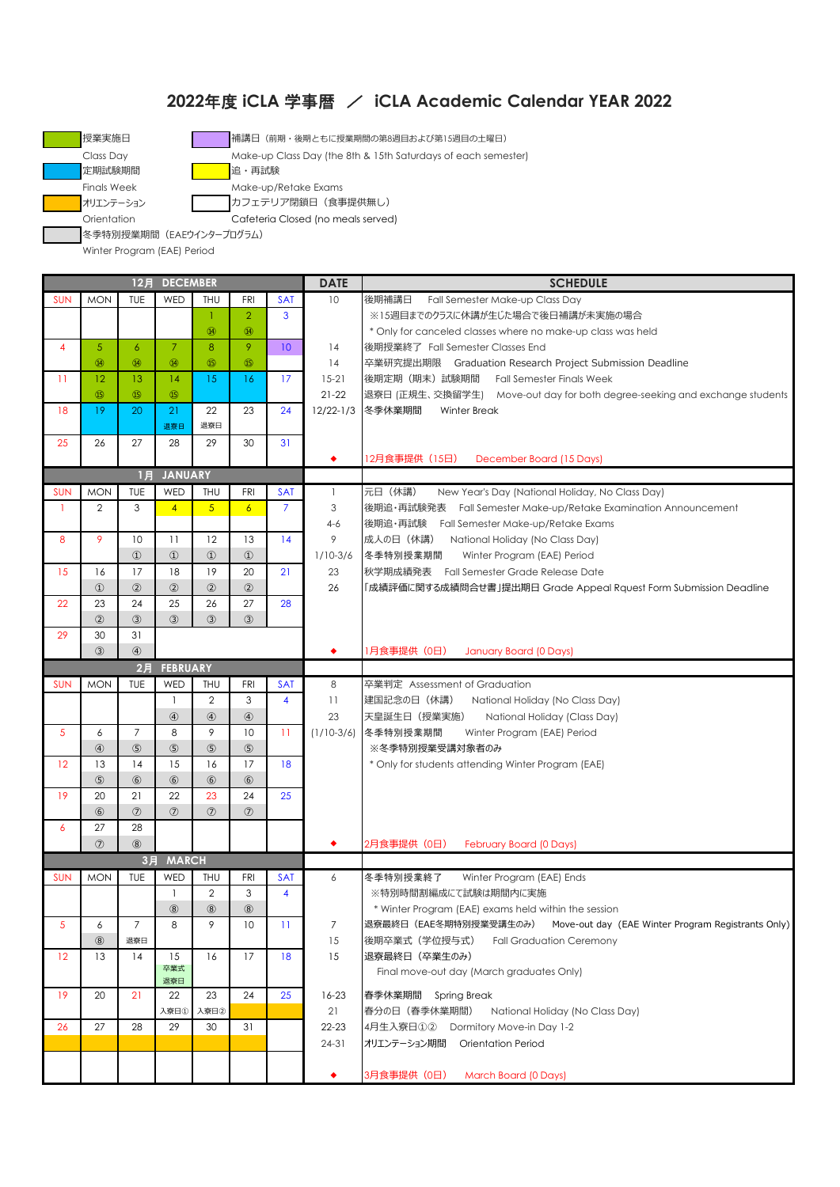# 2022年度 iCLA 学事暦 ／ iCLA Academic Calendar YEAR 2022

| 凡例 / Legend | |
|---|---|
| 授業実施日 Class Day | 補講日（前期・後期ともに授業期間の第8週目および第15週目の土曜日） Make-up Class Day (the 8th & 15th Saturdays of each semester) |
| 定期試験期間 Finals Week | 追・再試験 Make-up/Retake Exams |
| オリエンテーション Orientation | カフェテリア閉鎖日（食事提供無し） Cafeteria Closed (no meals served) |
| 冬季特別授業期間（EAEウインタープログラム） Winter Program (EAE) Period | |

## 12月 DECEMBER

| SUN | MON | TUE | WED | THU | FRI | SAT |
|---|---|---|---|---|---|---|
| | | | | 1 ⑭ | 2 ⑭ | 3 |
| 4 | 5 ⑭ | 6 ⑭ | 7 ⑭ | 8 ⑮ | 9 ⑮ | 10 |
| 11 | 12 ⑮ | 13 ⑮ | 14 ⑮ | 15 | 16 | 17 |
| 18 | 19 | 20 | 21 退寮日 | 22 退寮日 | 23 | 24 |
| 25 | 26 | 27 | 28 | 29 | 30 | 31 |

| DATE | SCHEDULE |
|---|---|
| 10 | 後期補講日 Fall Semester Make-up Class Day<br>※15週目までのクラスに休講が生じた場合で後日補講が未実施の場合<br>* Only for canceled classes where no make-up class was held |
| 14 | 後期授業終了 Fall Semester Classes End |
| 14 | 卒業研究提出期限 Graduation Research Project Submission Deadline |
| 15-21 | 後期定期（期末）試験期間 Fall Semester Finals Week |
| 21-22 | 退寮日 (正規生、交換留学生) Move-out day for both degree-seeking and exchange students |
| 12/22-1/3 | 冬季休業期間 Winter Break |
| ◆ | 12月食事提供（15日） December Board (15 Days) |

## 1月 JANUARY

| SUN | MON | TUE | WED | THU | FRI | SAT |
|---|---|---|---|---|---|---|
| 1 | 2 | 3 | 4 | 5 | 6 | 7 |
| 8 | 9 | 10 ① | 11 ① | 12 ① | 13 ① | 14 |
| 15 | 16 ① | 17 ② | 18 ② | 19 ② | 20 ② | 21 |
| 22 | 23 ② | 24 ③ | 25 ③ | 26 ③ | 27 ③ | 28 |
| 29 | 30 ③ | 31 ④ | | | | |

| DATE | SCHEDULE |
|---|---|
| 1 | 元日（休講） New Year's Day (National Holiday, No Class Day) |
| 3 | 後期追・再試験発表 Fall Semester Make-up/Retake Examination Announcement |
| 4-6 | 後期追・再試験 Fall Semester Make-up/Retake Exams |
| 9 | 成人の日（休講） National Holiday (No Class Day) |
| 1/10-3/6 | 冬季特別授業期間 Winter Program (EAE) Period |
| 23 | 秋学期成績発表 Fall Semester Grade Release Date |
| 26 | 「成績評価に関する成績問合せ書」提出期日 Grade Appeal Rquest Form Submission Deadline |
| ◆ | 1月食事提供（0日） January Board (0 Days) |

## 2月 FEBRUARY

| SUN | MON | TUE | WED | THU | FRI | SAT |
|---|---|---|---|---|---|---|
| | | | 1 ④ | 2 ④ | 3 ④ | 4 |
| 5 | 6 ④ | 7 ⑤ | 8 ⑤ | 9 ⑤ | 10 ⑤ | 11 |
| 12 | 13 ⑤ | 14 ⑥ | 15 ⑥ | 16 ⑥ | 17 ⑥ | 18 |
| 19 | 20 ⑥ | 21 ⑦ | 22 ⑦ | 23 ⑦ | 24 ⑦ | 25 |
| 6 | 27 ⑦ | 28 ⑧ | | | | |

| DATE | SCHEDULE |
|---|---|
| 8 | 卒業判定 Assessment of Graduation |
| 11 | 建国記念の日（休講） National Holiday (No Class Day) |
| 23 | 天皇誕生日（授業実施） National Holiday (Class Day) |
| (1/10-3/6) | 冬季特別授業期間 Winter Program (EAE) Period<br>※冬季特別授業受講対象者のみ<br>* Only for students attending Winter Program (EAE) |
| ◆ | 2月食事提供（0日） February Board (0 Days) |

## 3月 MARCH

| SUN | MON | TUE | WED | THU | FRI | SAT |
|---|---|---|---|---|---|---|
| | | | 1 ⑧ | 2 ⑧ | 3 ⑧ | 4 |
| 5 | 6 ⑧ | 7 退寮日 | 8 | 9 | 10 | 11 |
| 12 | 13 | 14 | 15 卒業式 退寮日 | 16 | 17 | 18 |
| 19 | 20 | 21 | 22 入寮日① | 23 入寮日② | 24 | 25 |
| 26 | 27 | 28 | 29 | 30 | 31 | |

| DATE | SCHEDULE |
|---|---|
| 6 | 冬季特別授業終了 Winter Program (EAE) Ends<br>※特別時間割編成にて試験は期間内に実施<br>* Winter Program (EAE) exams held within the session |
| 7 | 退寮最終日（EAE冬季特別授業受講生のみ） Move-out day (EAE Winter Program Registrants Only) |
| 15 | 後期卒業式（学位授与式） Fall Graduation Ceremony |
| 15 | 退寮最終日（卒業生のみ）<br>Final move-out day (March graduates Only) |
| 16-23 | 春季休業期間 Spring Break |
| 21 | 春分の日（春季休業期間） National Holiday (No Class Day) |
| 22-23 | 4月生入寮日①② Dormitory Move-in Day 1-2 |
| 24-31 | オリエンテーション期間 Orientation Period |
| ◆ | 3月食事提供（0日） March Board (0 Days) |